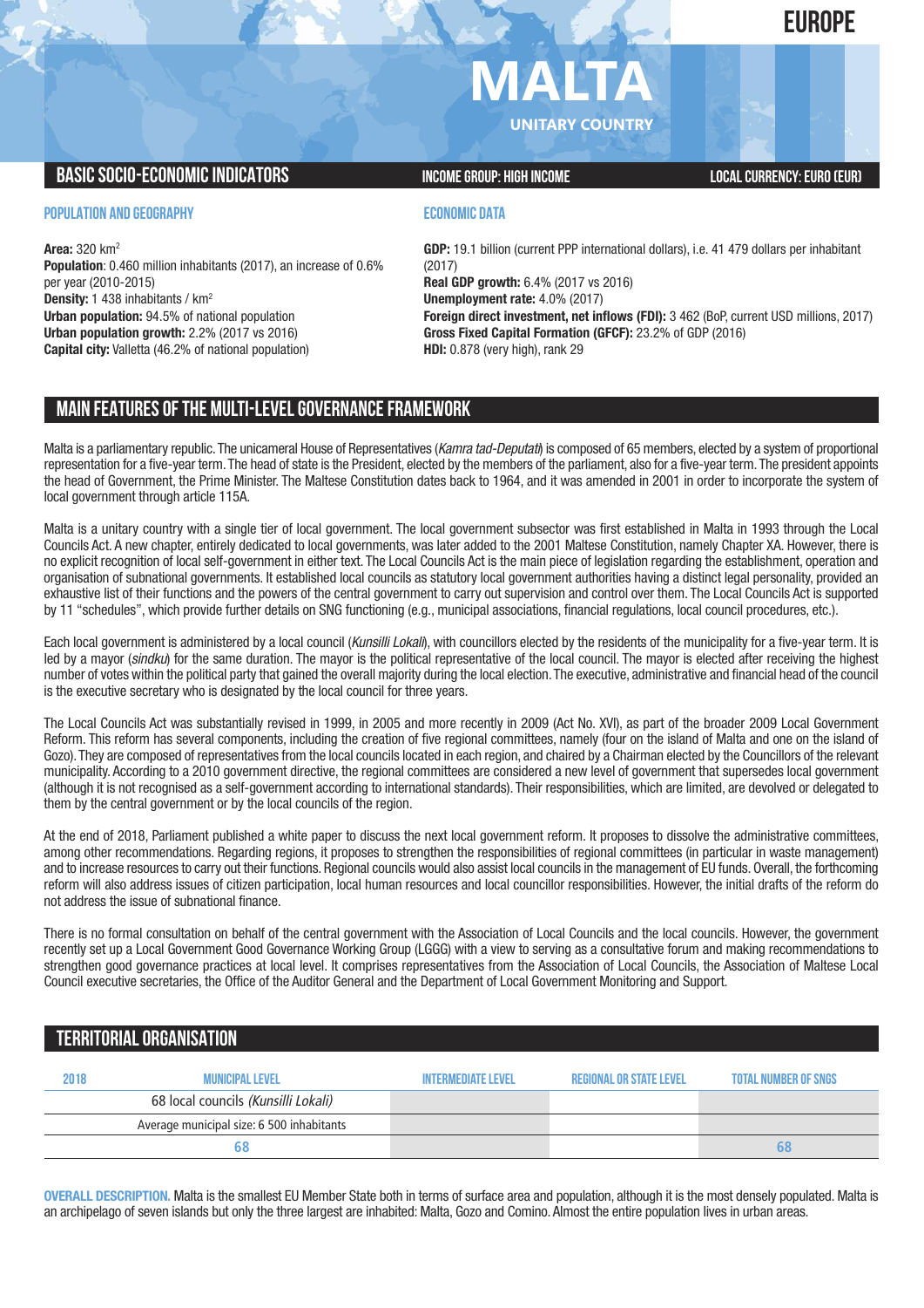EUROPE

# MALTA

UNITARY COUNTRY

## BASIC SOCIO-ECONOMIC INDICATORS

INCOME GROUP: HIGH INCOME

LOCAL CURRENCY: EURO (EUR)

### POPULATION AND GEOGRAPHY

**Area:** 320 km$^2$
**Population**: 0.460 million inhabitants (2017), an increase of 0.6% per year (2010-2015)
**Density:** 1 438 inhabitants / km$^2$
**Urban population:** 94.5% of national population
**Urban population growth:** 2.2% (2017 vs 2016)
**Capital city:** Valletta (46.2% of national population)

### ECONOMIC DATA

**GDP:** 19.1 billion (current PPP international dollars), i.e. 41 479 dollars per inhabitant (2017)
**Real GDP growth:** 6.4% (2017 vs 2016)
**Unemployment rate:** 4.0% (2017)
**Foreign direct investment, net inflows (FDI):** 3 462 (BoP, current USD millions, 2017)
**Gross Fixed Capital Formation (GFCF):** 23.2% of GDP (2016)
**HDI:** 0.878 (very high), rank 29

## MAIN FEATURES OF THE MULTI-LEVEL GOVERNANCE FRAMEWORK

Malta is a parliamentary republic. The unicameral House of Representatives (*Kamra tad-Deputati*) is composed of 65 members, elected by a system of proportional representation for a five-year term. The head of state is the President, elected by the members of the parliament, also for a five-year term. The president appoints the head of Government, the Prime Minister. The Maltese Constitution dates back to 1964, and it was amended in 2001 in order to incorporate the system of local government through article 115A.

Malta is a unitary country with a single tier of local government. The local government subsector was first established in Malta in 1993 through the Local Councils Act. A new chapter, entirely dedicated to local governments, was later added to the 2001 Maltese Constitution, namely Chapter XA. However, there is no explicit recognition of local self-government in either text. The Local Councils Act is the main piece of legislation regarding the establishment, operation and organisation of subnational governments. It established local councils as statutory local government authorities having a distinct legal personality, provided an exhaustive list of their functions and the powers of the central government to carry out supervision and control over them. The Local Councils Act is supported by 11 "schedules", which provide further details on SNG functioning (e.g., municipal associations, financial regulations, local council procedures, etc.).

Each local government is administered by a local council (*Kunsilli Lokali*), with councillors elected by the residents of the municipality for a five-year term. It is led by a mayor (*sindku*) for the same duration. The mayor is the political representative of the local council. The mayor is elected after receiving the highest number of votes within the political party that gained the overall majority during the local election. The executive, administrative and financial head of the council is the executive secretary who is designated by the local council for three years.

The Local Councils Act was substantially revised in 1999, in 2005 and more recently in 2009 (Act No. XVI), as part of the broader 2009 Local Government Reform. This reform has several components, including the creation of five regional committees, namely (four on the island of Malta and one on the island of Gozo). They are composed of representatives from the local councils located in each region, and chaired by a Chairman elected by the Councillors of the relevant municipality. According to a 2010 government directive, the regional committees are considered a new level of government that supersedes local government (although it is not recognised as a self-government according to international standards). Their responsibilities, which are limited, are devolved or delegated to them by the central government or by the local councils of the region.

At the end of 2018, Parliament published a white paper to discuss the next local government reform. It proposes to dissolve the administrative committees, among other recommendations. Regarding regions, it proposes to strengthen the responsibilities of regional committees (in particular in waste management) and to increase resources to carry out their functions. Regional councils would also assist local councils in the management of EU funds. Overall, the forthcoming reform will also address issues of citizen participation, local human resources and local councillor responsibilities. However, the initial drafts of the reform do not address the issue of subnational finance.

There is no formal consultation on behalf of the central government with the Association of Local Councils and the local councils. However, the government recently set up a Local Government Good Governance Working Group (LGGG) with a view to serving as a consultative forum and making recommendations to strengthen good governance practices at local level. It comprises representatives from the Association of Local Councils, the Association of Maltese Local Council executive secretaries, the Office of the Auditor General and the Department of Local Government Monitoring and Support.

## TERRITORIAL ORGANISATION

| 2018 | MUNICIPAL LEVEL | INTERMEDIATE LEVEL | REGIONAL OR STATE LEVEL | TOTAL NUMBER OF SNGS |
|---|---|---|---|---|
| | 68 local councils *(Kunsilli Lokali)* | | | |
| | Average municipal size: 6 500 inhabitants | | | |
| | 68 | | | 68 |

**OVERALL DESCRIPTION.** Malta is the smallest EU Member State both in terms of surface area and population, although it is the most densely populated. Malta is an archipelago of seven islands but only the three largest are inhabited: Malta, Gozo and Comino. Almost the entire population lives in urban areas.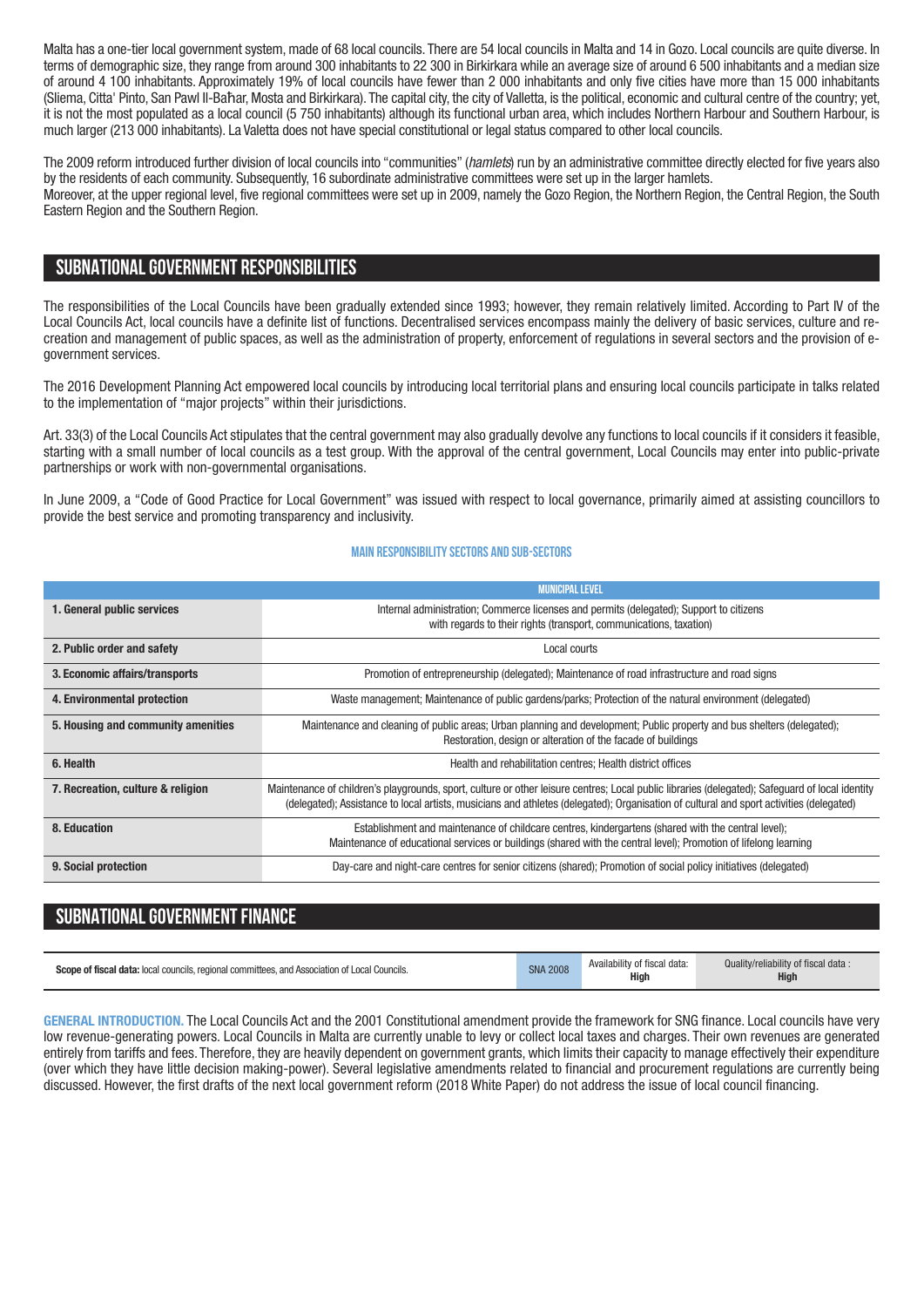Malta has a one-tier local government system, made of 68 local councils. There are 54 local councils in Malta and 14 in Gozo. Local councils are quite diverse. In terms of demographic size, they range from around 300 inhabitants to 22 300 in Birkirkara while an average size of around 6 500 inhabitants and a median size of around 4 100 inhabitants. Approximately 19% of local councils have fewer than 2 000 inhabitants and only five cities have more than 15 000 inhabitants (Sliema, Citta' Pinto, San Pawl Il-Baħar, Mosta and Birkirkara). The capital city, the city of Valletta, is the political, economic and cultural centre of the country; yet, it is not the most populated as a local council (5 750 inhabitants) although its functional urban area, which includes Northern Harbour and Southern Harbour, is much larger (213 000 inhabitants). La Valetta does not have special constitutional or legal status compared to other local councils.

The 2009 reform introduced further division of local councils into "communities" (*hamlets*) run by an administrative committee directly elected for five years also by the residents of each community. Subsequently, 16 subordinate administrative committees were set up in the larger hamlets.
Moreover, at the upper regional level, five regional committees were set up in 2009, namely the Gozo Region, the Northern Region, the Central Region, the South Eastern Region and the Southern Region.

## SUBNATIONAL GOVERNMENT RESPONSIBILITIES

The responsibilities of the Local Councils have been gradually extended since 1993; however, they remain relatively limited. According to Part IV of the Local Councils Act, local councils have a definite list of functions. Decentralised services encompass mainly the delivery of basic services, culture and re-creation and management of public spaces, as well as the administration of property, enforcement of regulations in several sectors and the provision of e-government services.

The 2016 Development Planning Act empowered local councils by introducing local territorial plans and ensuring local councils participate in talks related to the implementation of "major projects" within their jurisdictions.

Art. 33(3) of the Local Councils Act stipulates that the central government may also gradually devolve any functions to local councils if it considers it feasible, starting with a small number of local councils as a test group. With the approval of the central government, Local Councils may enter into public-private partnerships or work with non-governmental organisations.

In June 2009, a "Code of Good Practice for Local Government" was issued with respect to local governance, primarily aimed at assisting councillors to provide the best service and promoting transparency and inclusivity.

### MAIN RESPONSIBILITY SECTORS AND SUB-SECTORS

| | MUNICIPAL LEVEL |
|---|---|
| **1. General public services** | Internal administration; Commerce licenses and permits (delegated); Support to citizens with regards to their rights (transport, communications, taxation) |
| **2. Public order and safety** | Local courts |
| **3. Economic affairs/transports** | Promotion of entrepreneurship (delegated); Maintenance of road infrastructure and road signs |
| **4. Environmental protection** | Waste management; Maintenance of public gardens/parks; Protection of the natural environment (delegated) |
| **5. Housing and community amenities** | Maintenance and cleaning of public areas; Urban planning and development; Public property and bus shelters (delegated); Restoration, design or alteration of the facade of buildings |
| **6. Health** | Health and rehabilitation centres; Health district offices |
| **7. Recreation, culture & religion** | Maintenance of children's playgrounds, sport, culture or other leisure centres; Local public libraries (delegated); Safeguard of local identity (delegated); Assistance to local artists, musicians and athletes (delegated); Organisation of cultural and sport activities (delegated) |
| **8. Education** | Establishment and maintenance of childcare centres, kindergartens (shared with the central level); Maintenance of educational services or buildings (shared with the central level); Promotion of lifelong learning |
| **9. Social protection** | Day-care and night-care centres for senior citizens (shared); Promotion of social policy initiatives (delegated) |

## SUBNATIONAL GOVERNMENT FINANCE

| **Scope of fiscal data:** local councils, regional committees, and Association of Local Councils. | SNA 2008 | Availability of fiscal data: **High** | Quality/reliability of fiscal data : **High** |
|---|---|---|---|

**GENERAL INTRODUCTION.** The Local Councils Act and the 2001 Constitutional amendment provide the framework for SNG finance. Local councils have very low revenue-generating powers. Local Councils in Malta are currently unable to levy or collect local taxes and charges. Their own revenues are generated entirely from tariffs and fees. Therefore, they are heavily dependent on government grants, which limits their capacity to manage effectively their expenditure (over which they have little decision making-power). Several legislative amendments related to financial and procurement regulations are currently being discussed. However, the first drafts of the next local government reform (2018 White Paper) do not address the issue of local council financing.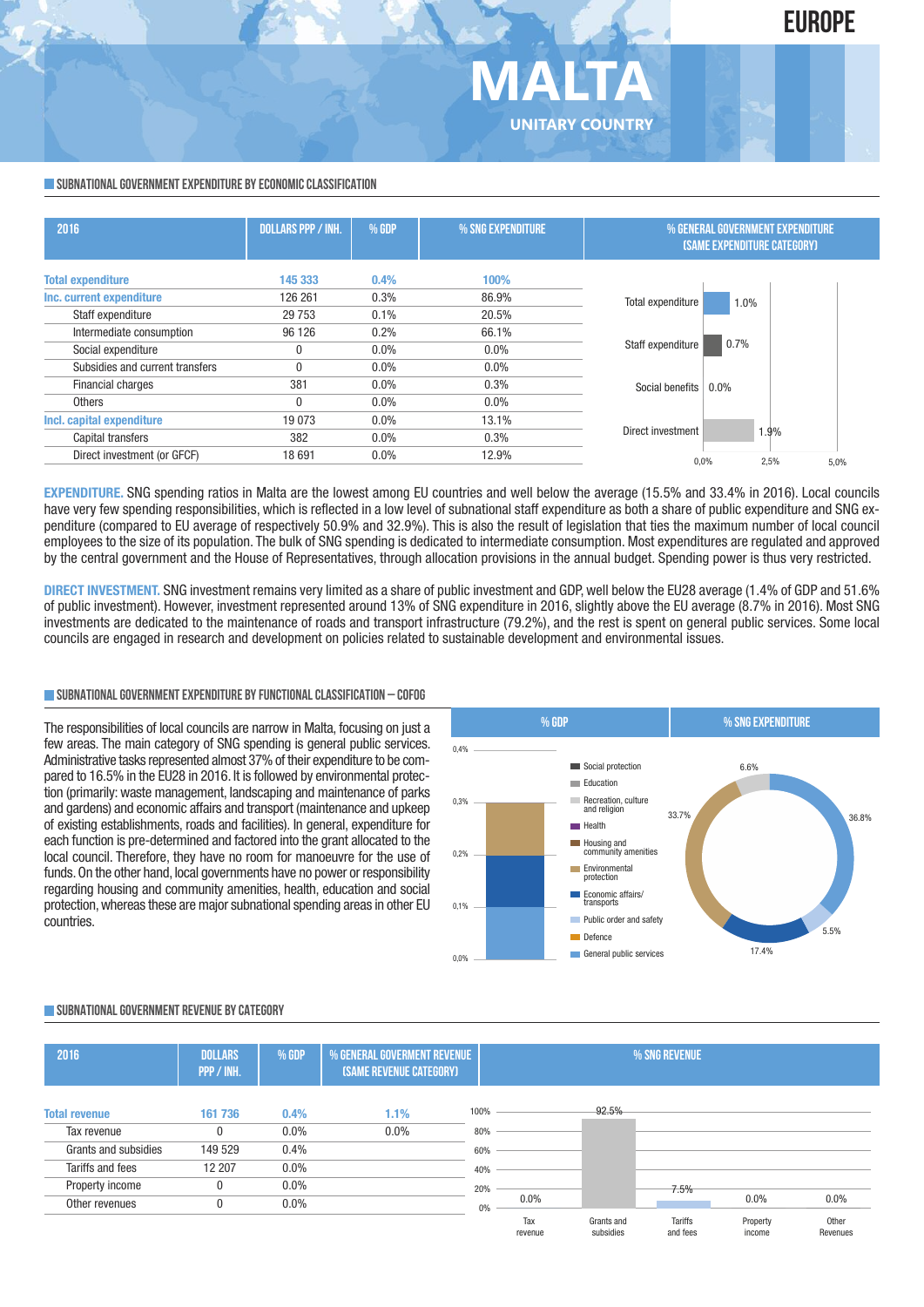# MALTA

UNITARY COUNTRY

EUROPE

## SUBNATIONAL GOVERNMENT EXPENDITURE BY ECONOMIC CLASSIFICATION

| 2016 | DOLLARS PPP / INH. | % GDP | % SNG EXPENDITURE |
|---|---|---|---|
| **Total expenditure** | **145 333** | **0.4%** | **100%** |
| **Inc. current expenditure** | 126 261 | 0.3% | 86.9% |
| Staff expenditure | 29 753 | 0.1% | 20.5% |
| Intermediate consumption | 96 126 | 0.2% | 66.1% |
| Social expenditure | 0 | 0.0% | 0.0% |
| Subsidies and current transfers | 0 | 0.0% | 0.0% |
| Financial charges | 381 | 0.0% | 0.3% |
| Others | 0 | 0.0% | 0.0% |
| **Incl. capital expenditure** | 19 073 | 0.0% | 13.1% |
| Capital transfers | 382 | 0.0% | 0.3% |
| Direct investment (or GFCF) | 18 691 | 0.0% | 12.9% |

% GENERAL GOVERNMENT EXPENDITURE (SAME EXPENDITURE CATEGORY)

| Category | % |
|---|---|
| Total expenditure | 1.0% |
| Staff expenditure | 0.7% |
| Social benefits | 0.0% |
| Direct investment | 1.9% |

**EXPENDITURE.** SNG spending ratios in Malta are the lowest among EU countries and well below the average (15.5% and 33.4% in 2016). Local councils have very few spending responsibilities, which is reflected in a low level of subnational staff expenditure as both a share of public expenditure and SNG expenditure (compared to EU average of respectively 50.9% and 32.9%). This is also the result of legislation that ties the maximum number of local council employees to the size of its population. The bulk of SNG spending is dedicated to intermediate consumption. Most expenditures are regulated and approved by the central government and the House of Representatives, through allocation provisions in the annual budget. Spending power is thus very restricted.

**DIRECT INVESTMENT.** SNG investment remains very limited as a share of public investment and GDP, well below the EU28 average (1.4% of GDP and 51.6% of public investment). However, investment represented around 13% of SNG expenditure in 2016, slightly above the EU average (8.7% in 2016). Most SNG investments are dedicated to the maintenance of roads and transport infrastructure (79.2%), and the rest is spent on general public services. Some local councils are engaged in research and development on policies related to sustainable development and environmental issues.

## SUBNATIONAL GOVERNMENT EXPENDITURE BY FUNCTIONAL CLASSIFICATION – COFOG

The responsibilities of local councils are narrow in Malta, focusing on just a few areas. The main category of SNG spending is general public services. Administrative tasks represented almost 37% of their expenditure to be compared to 16.5% in the EU28 in 2016. It is followed by environmental protection (primarily: waste management, landscaping and maintenance of parks and gardens) and economic affairs and transport (maintenance and upkeep of existing establishments, roads and facilities). In general, expenditure for each function is pre-determined and factored into the grant allocated to the local council. Therefore, they have no room for manoeuvre for the use of funds. On the other hand, local governments have no power or responsibility regarding housing and community amenities, health, education and social protection, whereas these are major subnational spending areas in other EU countries.

% SNG EXPENDITURE: General public services 36.8%; Public order and safety 5.5%; Economic affairs/transports 17.4%; Environmental protection 33.7%; Recreation, culture and religion 6.6%.

## SUBNATIONAL GOVERNMENT REVENUE BY CATEGORY

| 2016 | DOLLARS PPP / INH. | % GDP | % GENERAL GOVERMENT REVENUE (SAME REVENUE CATEGORY) |
|---|---|---|---|
| **Total revenue** | **161 736** | **0.4%** | **1.1%** |
| Tax revenue | 0 | 0.0% | 0.0% |
| Grants and subsidies | 149 529 | 0.4% | |
| Tariffs and fees | 12 207 | 0.0% | |
| Property income | 0 | 0.0% | |
| Other revenues | 0 | 0.0% | |

% SNG REVENUE

| Tax revenue | Grants and subsidies | Tariffs and fees | Property income | Other Revenues |
|---|---|---|---|---|
| 0.0% | 92.5% | 7.5% | 0.0% | 0.0% |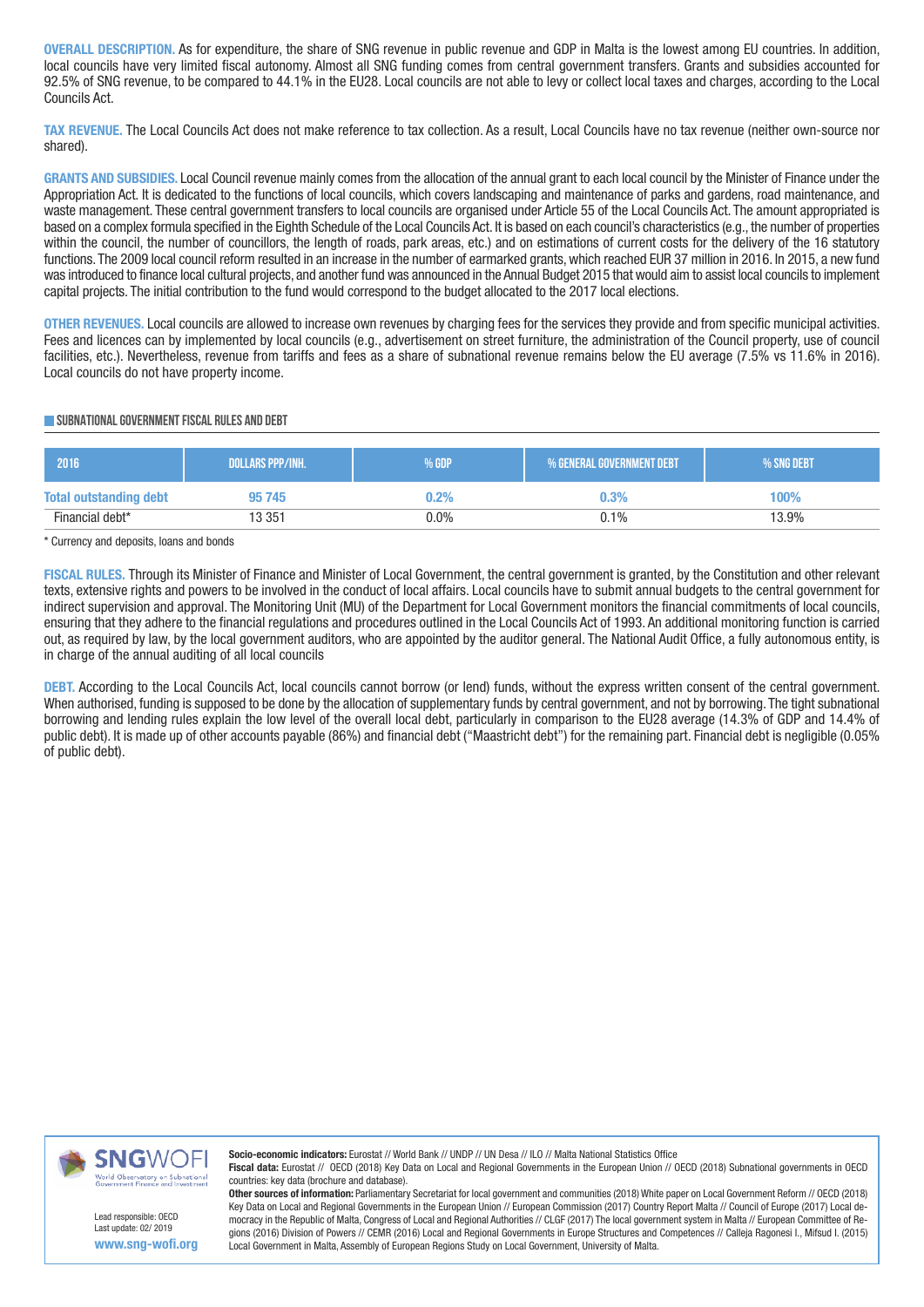**OVERALL DESCRIPTION.** As for expenditure, the share of SNG revenue in public revenue and GDP in Malta is the lowest among EU countries. In addition, local councils have very limited fiscal autonomy. Almost all SNG funding comes from central government transfers. Grants and subsidies accounted for 92.5% of SNG revenue, to be compared to 44.1% in the EU28. Local councils are not able to levy or collect local taxes and charges, according to the Local Councils Act.

**TAX REVENUE.** The Local Councils Act does not make reference to tax collection. As a result, Local Councils have no tax revenue (neither own-source nor shared).

**GRANTS AND SUBSIDIES.** Local Council revenue mainly comes from the allocation of the annual grant to each local council by the Minister of Finance under the Appropriation Act. It is dedicated to the functions of local councils, which covers landscaping and maintenance of parks and gardens, road maintenance, and waste management. These central government transfers to local councils are organised under Article 55 of the Local Councils Act. The amount appropriated is based on a complex formula specified in the Eighth Schedule of the Local Councils Act. It is based on each council's characteristics (e.g., the number of properties within the council, the number of councillors, the length of roads, park areas, etc.) and on estimations of current costs for the delivery of the 16 statutory functions. The 2009 local council reform resulted in an increase in the number of earmarked grants, which reached EUR 37 million in 2016. In 2015, a new fund was introduced to finance local cultural projects, and another fund was announced in the Annual Budget 2015 that would aim to assist local councils to implement capital projects. The initial contribution to the fund would correspond to the budget allocated to the 2017 local elections.

**OTHER REVENUES.** Local councils are allowed to increase own revenues by charging fees for the services they provide and from specific municipal activities. Fees and licences can by implemented by local councils (e.g., advertisement on street furniture, the administration of the Council property, use of council facilities, etc.). Nevertheless, revenue from tariffs and fees as a share of subnational revenue remains below the EU average (7.5% vs 11.6% in 2016). Local councils do not have property income.

## SUBNATIONAL GOVERNMENT FISCAL RULES AND DEBT

| 2016 | DOLLARS PPP/INH. | % GDP | % GENERAL GOVERNMENT DEBT | % SNG DEBT |
|---|---|---|---|---|
| **Total outstanding debt** | **95 745** | **0.2%** | **0.3%** | **100%** |
| Financial debt* | 13 351 | 0.0% | 0.1% | 13.9% |

\* Currency and deposits, loans and bonds

**FISCAL RULES.** Through its Minister of Finance and Minister of Local Government, the central government is granted, by the Constitution and other relevant texts, extensive rights and powers to be involved in the conduct of local affairs. Local councils have to submit annual budgets to the central government for indirect supervision and approval. The Monitoring Unit (MU) of the Department for Local Government monitors the financial commitments of local councils, ensuring that they adhere to the financial regulations and procedures outlined in the Local Councils Act of 1993. An additional monitoring function is carried out, as required by law, by the local government auditors, who are appointed by the auditor general. The National Audit Office, a fully autonomous entity, is in charge of the annual auditing of all local councils

**DEBT.** According to the Local Councils Act, local councils cannot borrow (or lend) funds, without the express written consent of the central government. When authorised, funding is supposed to be done by the allocation of supplementary funds by central government, and not by borrowing. The tight subnational borrowing and lending rules explain the low level of the overall local debt, particularly in comparison to the EU28 average (14.3% of GDP and 14.4% of public debt). It is made up of other accounts payable (86%) and financial debt ("Maastricht debt") for the remaining part. Financial debt is negligible (0.05% of public debt).

SNGWOFI
World Observatory on Subnational Government Finance and Investment

Lead responsible: OECD
Last update: 02/ 2019
www.sng-wofi.org

**Socio-economic indicators:** Eurostat // World Bank // UNDP // UN Desa // ILO // Malta National Statistics Office
**Fiscal data:** Eurostat // OECD (2018) Key Data on Local and Regional Governments in the European Union // OECD (2018) Subnational governments in OECD countries: key data (brochure and database).
**Other sources of information:** Parliamentary Secretariat for local government and communities (2018) White paper on Local Government Reform // OECD (2018) Key Data on Local and Regional Governments in the European Union // European Commission (2017) Country Report Malta // Council of Europe (2017) Local democracy in the Republic of Malta, Congress of Local and Regional Authorities // CLGF (2017) The local government system in Malta // European Committee of Regions (2016) Division of Powers // CEMR (2016) Local and Regional Governments in Europe Structures and Competences // Calleja Ragonesi I., Mifsud I. (2015) Local Government in Malta, Assembly of European Regions Study on Local Government, University of Malta.